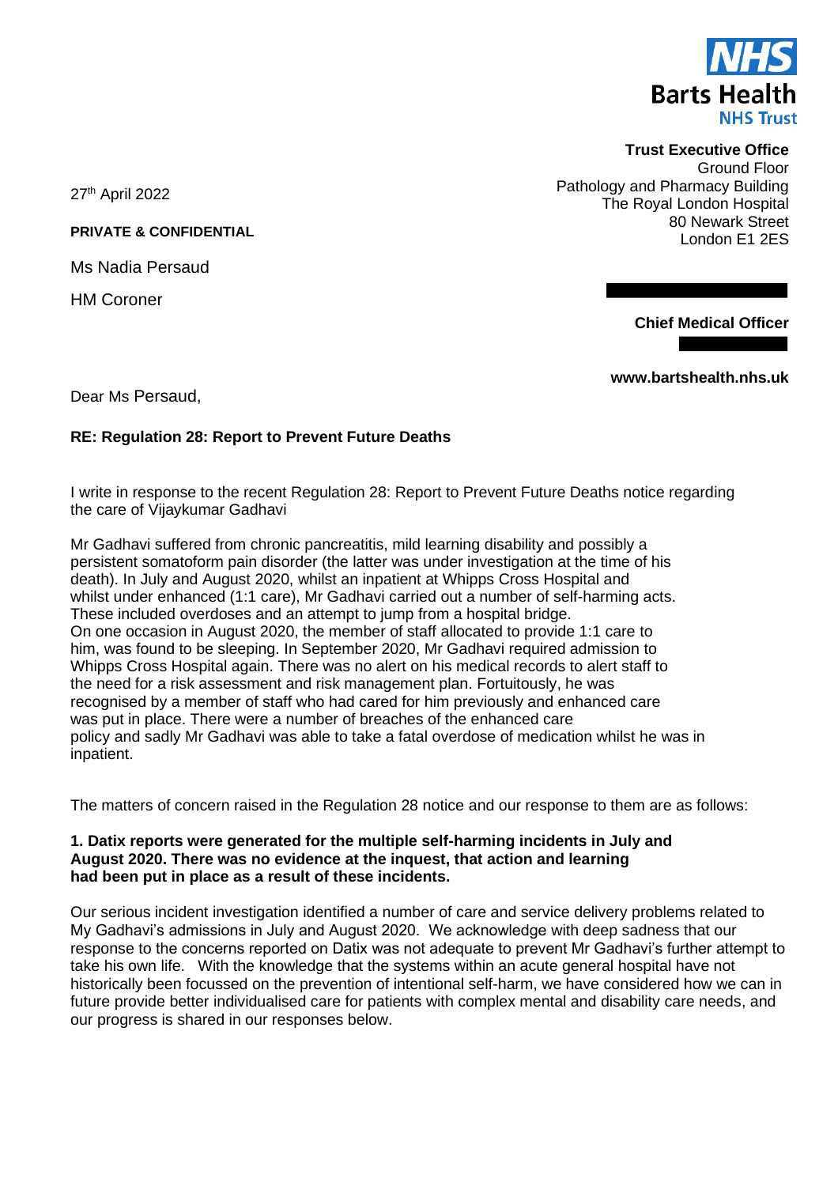**NHS**
**Barts Health**
**NHS Trust**

**Trust Executive Office**
Ground Floor
Pathology and Pharmacy Building
The Royal London Hospital
80 Newark Street
London E1 2ES

**Chief Medical Officer**

**www.bartshealth.nhs.uk**

27th April 2022

**PRIVATE & CONFIDENTIAL**

Ms Nadia Persaud

HM Coroner

Dear Ms Persaud,

**RE: Regulation 28: Report to Prevent Future Deaths**

I write in response to the recent Regulation 28: Report to Prevent Future Deaths notice regarding the care of Vijaykumar Gadhavi

Mr Gadhavi suffered from chronic pancreatitis, mild learning disability and possibly a persistent somatoform pain disorder (the latter was under investigation at the time of his death). In July and August 2020, whilst an inpatient at Whipps Cross Hospital and whilst under enhanced (1:1 care), Mr Gadhavi carried out a number of self-harming acts. These included overdoses and an attempt to jump from a hospital bridge. On one occasion in August 2020, the member of staff allocated to provide 1:1 care to him, was found to be sleeping. In September 2020, Mr Gadhavi required admission to Whipps Cross Hospital again. There was no alert on his medical records to alert staff to the need for a risk assessment and risk management plan. Fortuitously, he was recognised by a member of staff who had cared for him previously and enhanced care was put in place. There were a number of breaches of the enhanced care policy and sadly Mr Gadhavi was able to take a fatal overdose of medication whilst he was in inpatient.

The matters of concern raised in the Regulation 28 notice and our response to them are as follows:

**1. Datix reports were generated for the multiple self-harming incidents in July and August 2020. There was no evidence at the inquest, that action and learning had been put in place as a result of these incidents.**

Our serious incident investigation identified a number of care and service delivery problems related to My Gadhavi's admissions in July and August 2020. We acknowledge with deep sadness that our response to the concerns reported on Datix was not adequate to prevent Mr Gadhavi's further attempt to take his own life. With the knowledge that the systems within an acute general hospital have not historically been focussed on the prevention of intentional self-harm, we have considered how we can in future provide better individualised care for patients with complex mental and disability care needs, and our progress is shared in our responses below.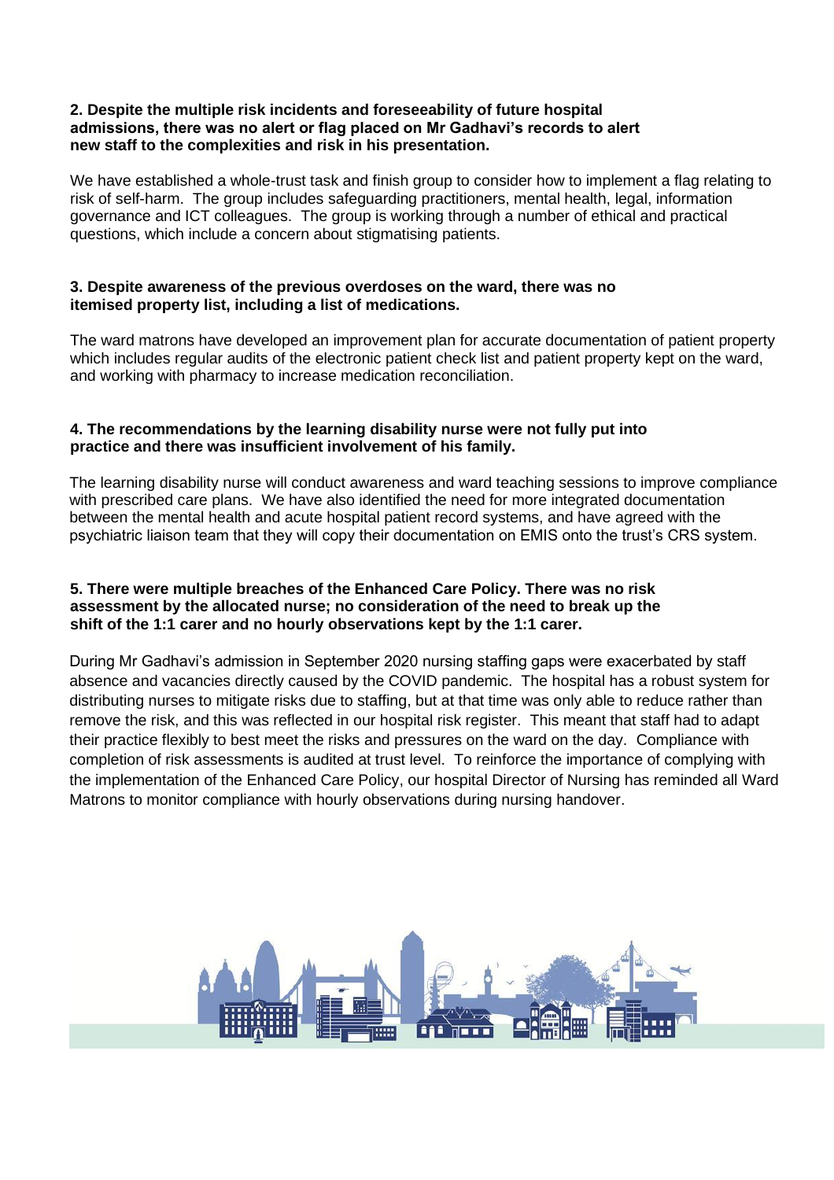**2. Despite the multiple risk incidents and foreseeability of future hospital admissions, there was no alert or flag placed on Mr Gadhavi's records to alert new staff to the complexities and risk in his presentation.**

We have established a whole-trust task and finish group to consider how to implement a flag relating to risk of self-harm. The group includes safeguarding practitioners, mental health, legal, information governance and ICT colleagues. The group is working through a number of ethical and practical questions, which include a concern about stigmatising patients.

**3. Despite awareness of the previous overdoses on the ward, there was no itemised property list, including a list of medications.**

The ward matrons have developed an improvement plan for accurate documentation of patient property which includes regular audits of the electronic patient check list and patient property kept on the ward, and working with pharmacy to increase medication reconciliation.

**4. The recommendations by the learning disability nurse were not fully put into practice and there was insufficient involvement of his family.**

The learning disability nurse will conduct awareness and ward teaching sessions to improve compliance with prescribed care plans. We have also identified the need for more integrated documentation between the mental health and acute hospital patient record systems, and have agreed with the psychiatric liaison team that they will copy their documentation on EMIS onto the trust's CRS system.

**5. There were multiple breaches of the Enhanced Care Policy. There was no risk assessment by the allocated nurse; no consideration of the need to break up the shift of the 1:1 carer and no hourly observations kept by the 1:1 carer.**

During Mr Gadhavi's admission in September 2020 nursing staffing gaps were exacerbated by staff absence and vacancies directly caused by the COVID pandemic. The hospital has a robust system for distributing nurses to mitigate risks due to staffing, but at that time was only able to reduce rather than remove the risk, and this was reflected in our hospital risk register. This meant that staff had to adapt their practice flexibly to best meet the risks and pressures on the ward on the day. Compliance with completion of risk assessments is audited at trust level. To reinforce the importance of complying with the implementation of the Enhanced Care Policy, our hospital Director of Nursing has reminded all Ward Matrons to monitor compliance with hourly observations during nursing handover.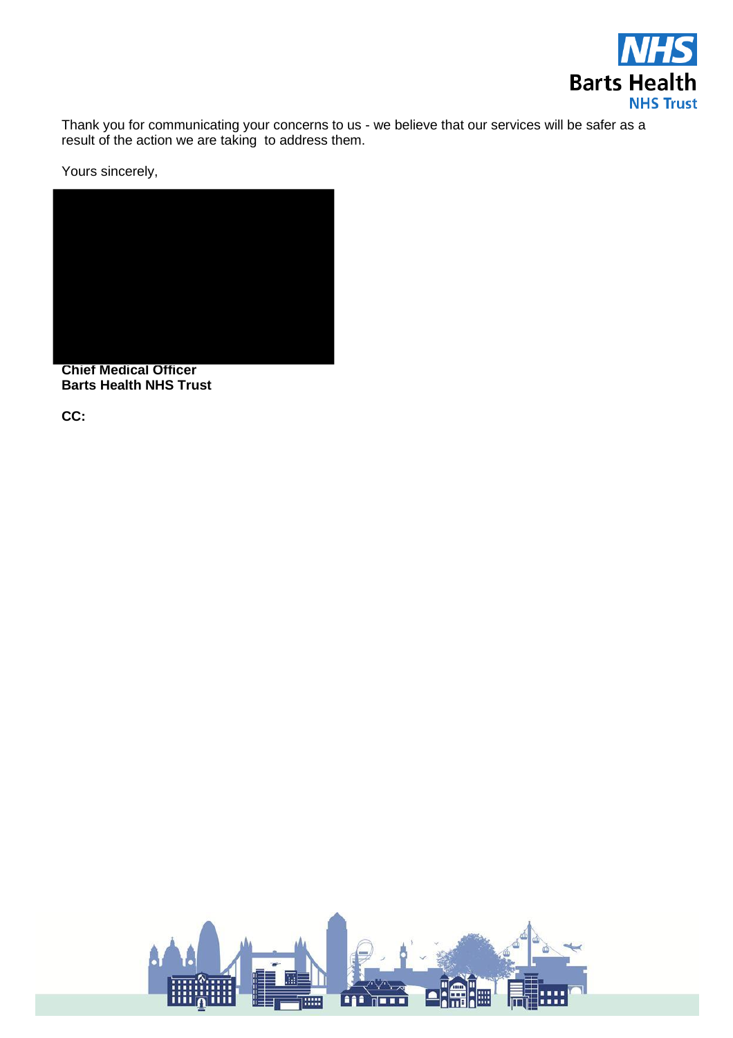Thank you for communicating your concerns to us - we believe that our services will be safer as a result of the action we are taking to address them.

Yours sincerely,

**Chief Medical Officer**
**Barts Health NHS Trust**

**CC:**